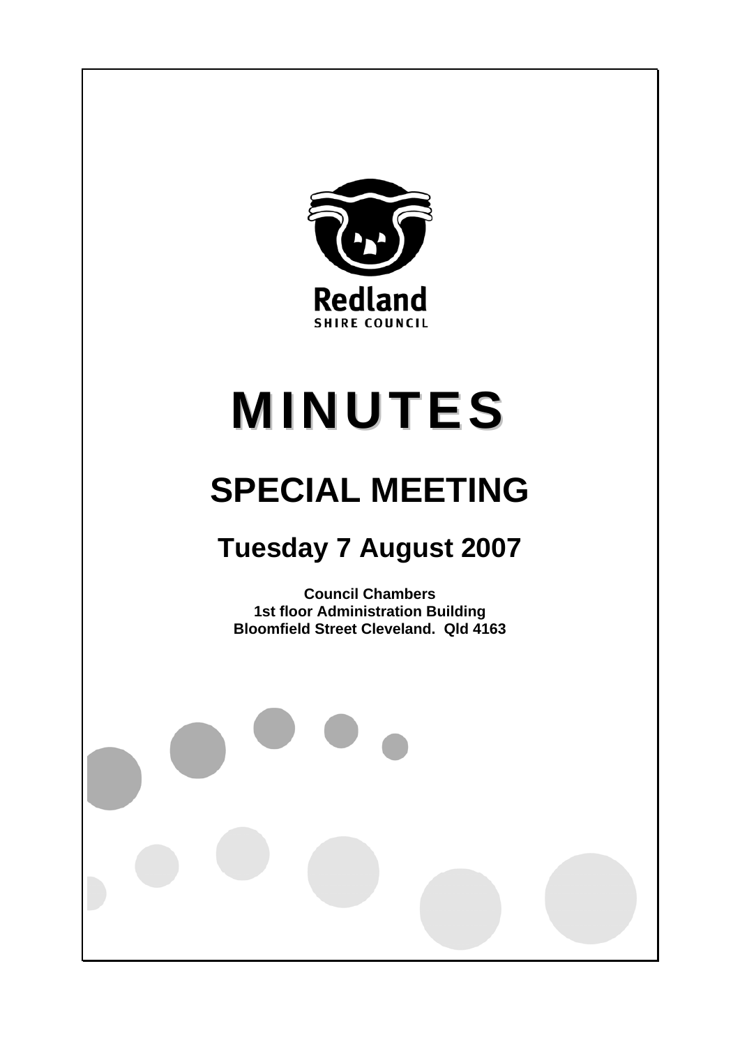Redland

SHIRE COUNCIL

# MINUTES

## SPECIAL MEETING

### Tuesday 7 August 2007

**Council Chambers**
**1st floor Administration Building**
**Bloomfield Street Cleveland. Qld 4163**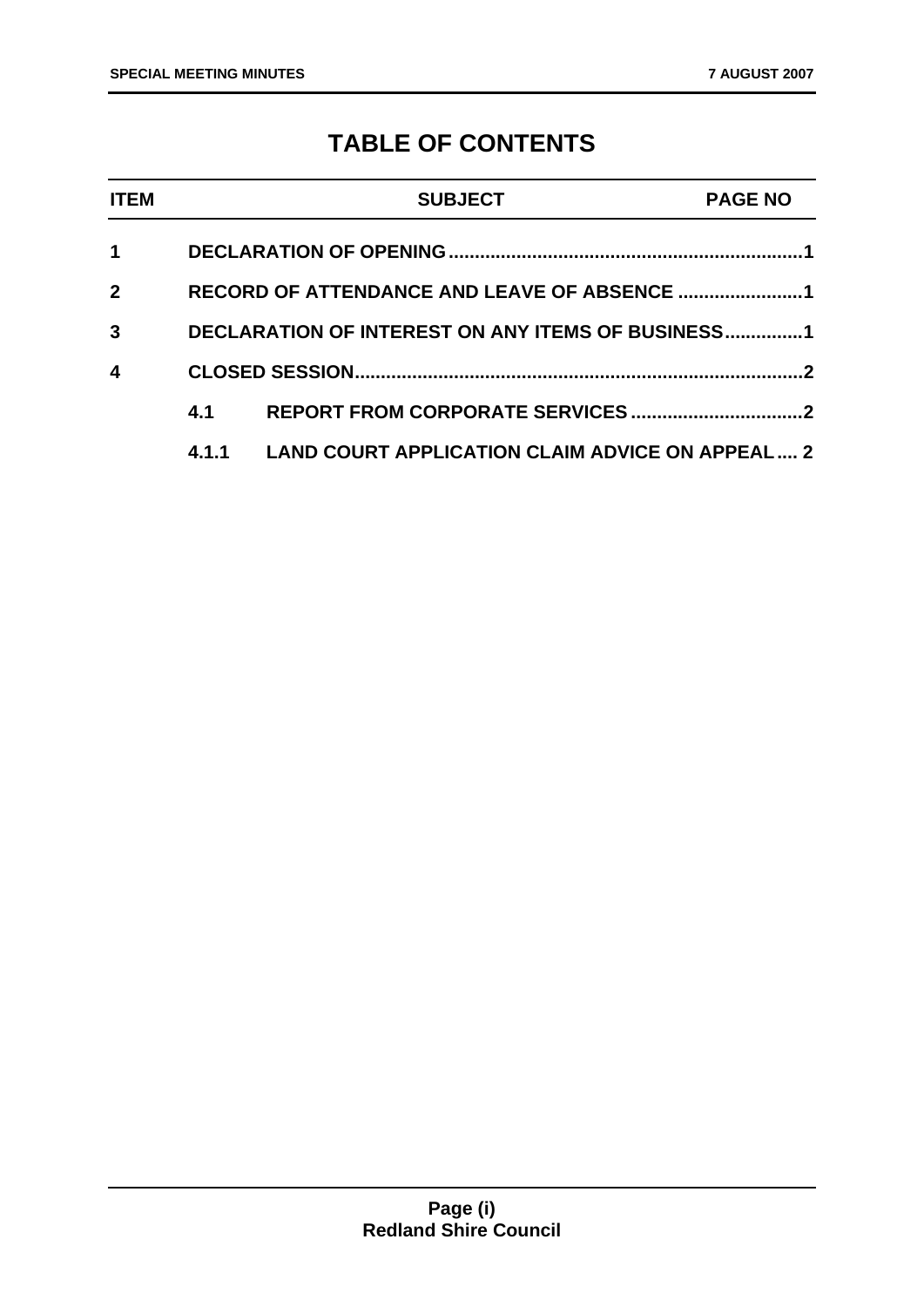# TABLE OF CONTENTS

| ITEM | | SUBJECT | PAGE NO |
|---|---|---|---|
| 1 | | DECLARATION OF OPENING | 1 |
| 2 | | RECORD OF ATTENDANCE AND LEAVE OF ABSENCE | 1 |
| 3 | | DECLARATION OF INTEREST ON ANY ITEMS OF BUSINESS | 1 |
| 4 | | CLOSED SESSION | 2 |
| | 4.1 | REPORT FROM CORPORATE SERVICES | 2 |
| | 4.1.1 | LAND COURT APPLICATION CLAIM ADVICE ON APPEAL | 2 |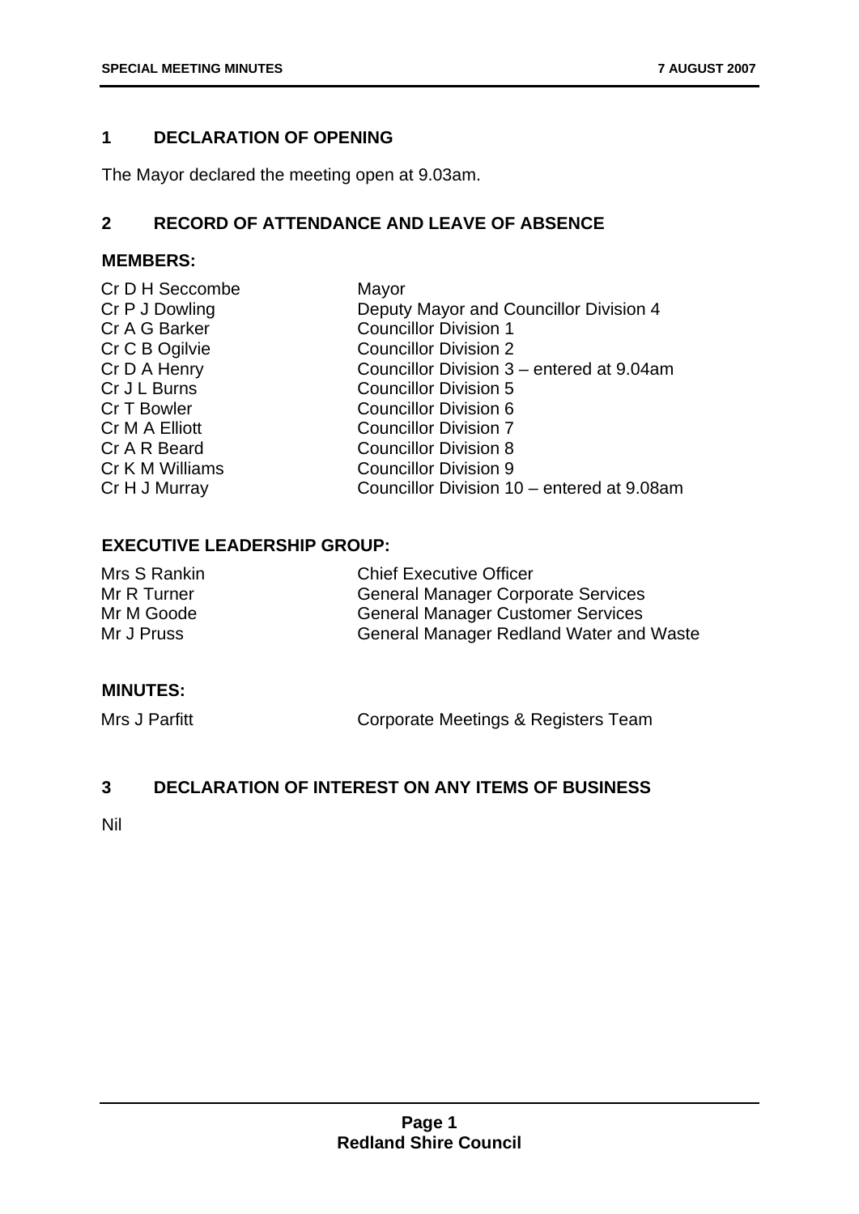## 1 DECLARATION OF OPENING

The Mayor declared the meeting open at 9.03am.

## 2 RECORD OF ATTENDANCE AND LEAVE OF ABSENCE

**MEMBERS:**

| | |
|---|---|
| Cr D H Seccombe | Mayor |
| Cr P J Dowling | Deputy Mayor and Councillor Division 4 |
| Cr A G Barker | Councillor Division 1 |
| Cr C B Ogilvie | Councillor Division 2 |
| Cr D A Henry | Councillor Division 3 – entered at 9.04am |
| Cr J L Burns | Councillor Division 5 |
| Cr T Bowler | Councillor Division 6 |
| Cr M A Elliott | Councillor Division 7 |
| Cr A R Beard | Councillor Division 8 |
| Cr K M Williams | Councillor Division 9 |
| Cr H J Murray | Councillor Division 10 – entered at 9.08am |

**EXECUTIVE LEADERSHIP GROUP:**

| | |
|---|---|
| Mrs S Rankin | Chief Executive Officer |
| Mr R Turner | General Manager Corporate Services |
| Mr M Goode | General Manager Customer Services |
| Mr J Pruss | General Manager Redland Water and Waste |

**MINUTES:**

| | |
|---|---|
| Mrs J Parfitt | Corporate Meetings & Registers Team |

## 3 DECLARATION OF INTEREST ON ANY ITEMS OF BUSINESS

Nil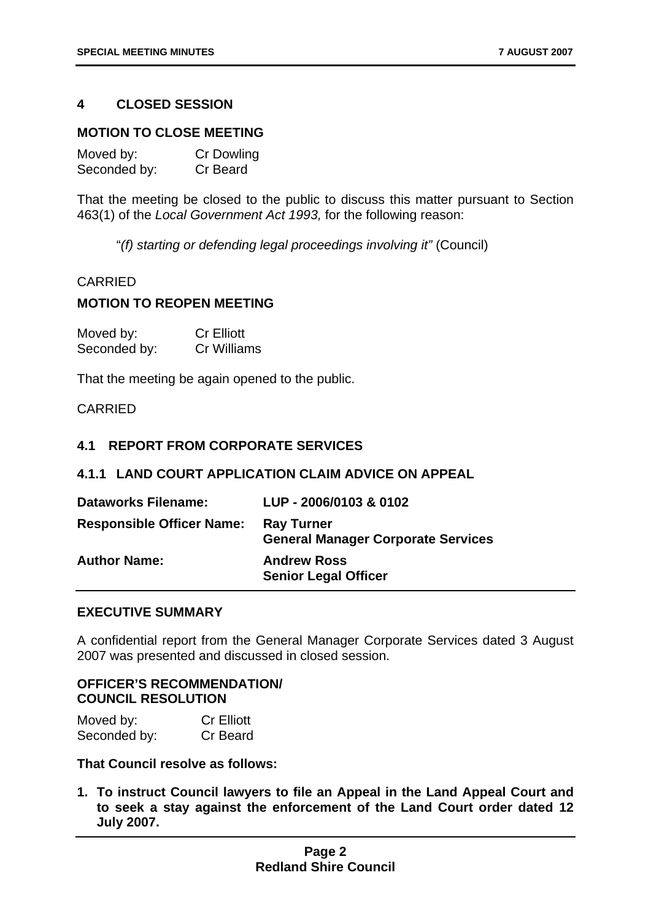## 4 CLOSED SESSION

### MOTION TO CLOSE MEETING

Moved by: Cr Dowling
Seconded by: Cr Beard

That the meeting be closed to the public to discuss this matter pursuant to Section 463(1) of the *Local Government Act 1993,* for the following reason:

> "*(f) starting or defending legal proceedings involving it"* (Council)

CARRIED

### MOTION TO REOPEN MEETING

Moved by: Cr Elliott
Seconded by: Cr Williams

That the meeting be again opened to the public.

CARRIED

### 4.1 REPORT FROM CORPORATE SERVICES

### 4.1.1 LAND COURT APPLICATION CLAIM ADVICE ON APPEAL

| | |
|---|---|
| **Dataworks Filename:** | **LUP - 2006/0103 & 0102** |
| **Responsible Officer Name:** | **Ray Turner**<br>**General Manager Corporate Services** |
| **Author Name:** | **Andrew Ross**<br>**Senior Legal Officer** |

### EXECUTIVE SUMMARY

A confidential report from the General Manager Corporate Services dated 3 August 2007 was presented and discussed in closed session.

### OFFICER'S RECOMMENDATION/ COUNCIL RESOLUTION

Moved by: Cr Elliott
Seconded by: Cr Beard

**That Council resolve as follows:**

1. **To instruct Council lawyers to file an Appeal in the Land Appeal Court and to seek a stay against the enforcement of the Land Court order dated 12 July 2007.**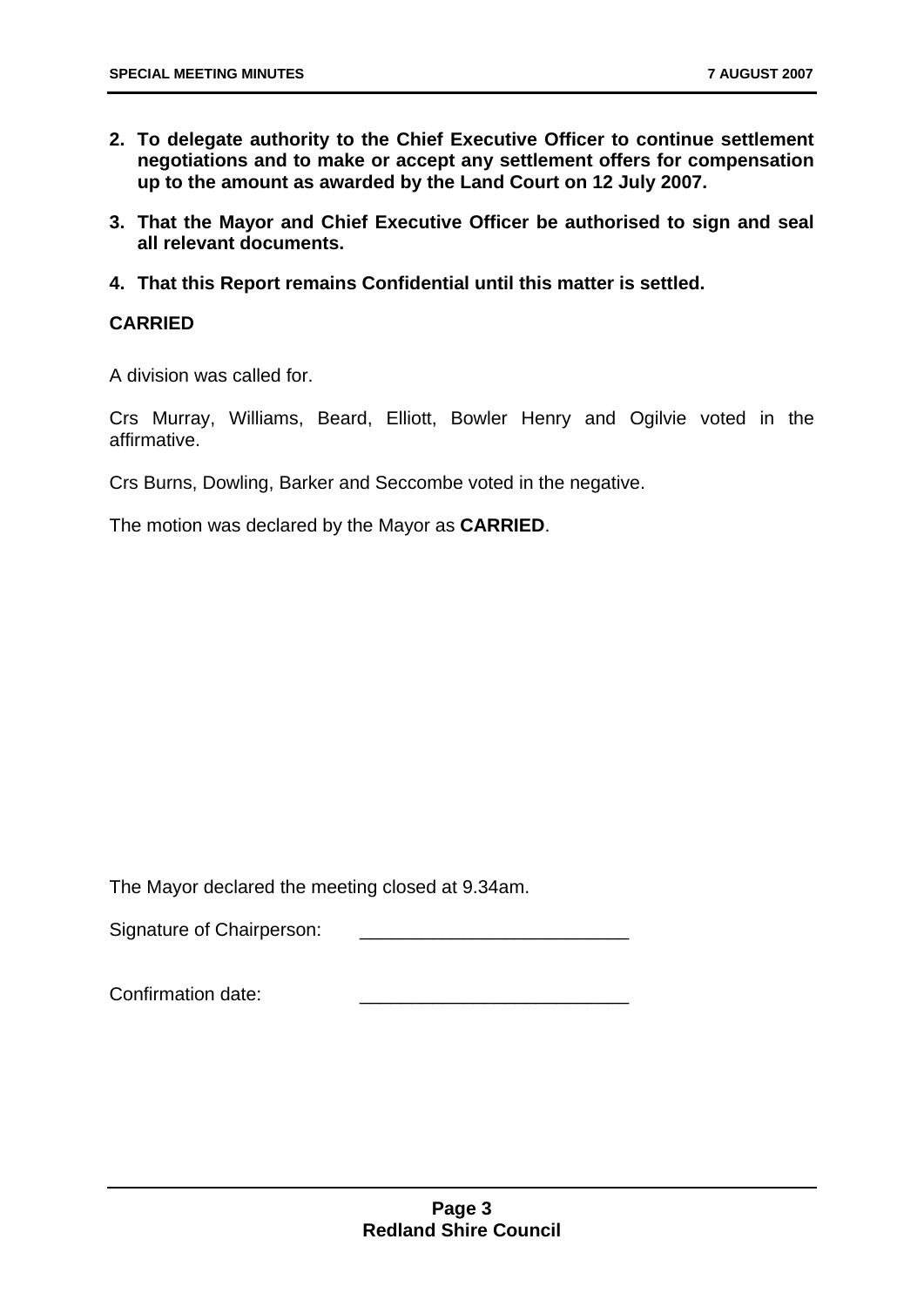2. **To delegate authority to the Chief Executive Officer to continue settlement negotiations and to make or accept any settlement offers for compensation up to the amount as awarded by the Land Court on 12 July 2007.**

3. **That the Mayor and Chief Executive Officer be authorised to sign and seal all relevant documents.**

4. **That this Report remains Confidential until this matter is settled.**

**CARRIED**

A division was called for.

Crs Murray, Williams, Beard, Elliott, Bowler Henry and Ogilvie voted in the affirmative.

Crs Burns, Dowling, Barker and Seccombe voted in the negative.

The motion was declared by the Mayor as **CARRIED**.

The Mayor declared the meeting closed at 9.34am.

Signature of Chairperson: \_\_\_\_\_\_\_\_\_\_\_\_\_\_\_\_\_\_\_\_\_\_\_\_\_\_

Confirmation date: \_\_\_\_\_\_\_\_\_\_\_\_\_\_\_\_\_\_\_\_\_\_\_\_\_\_